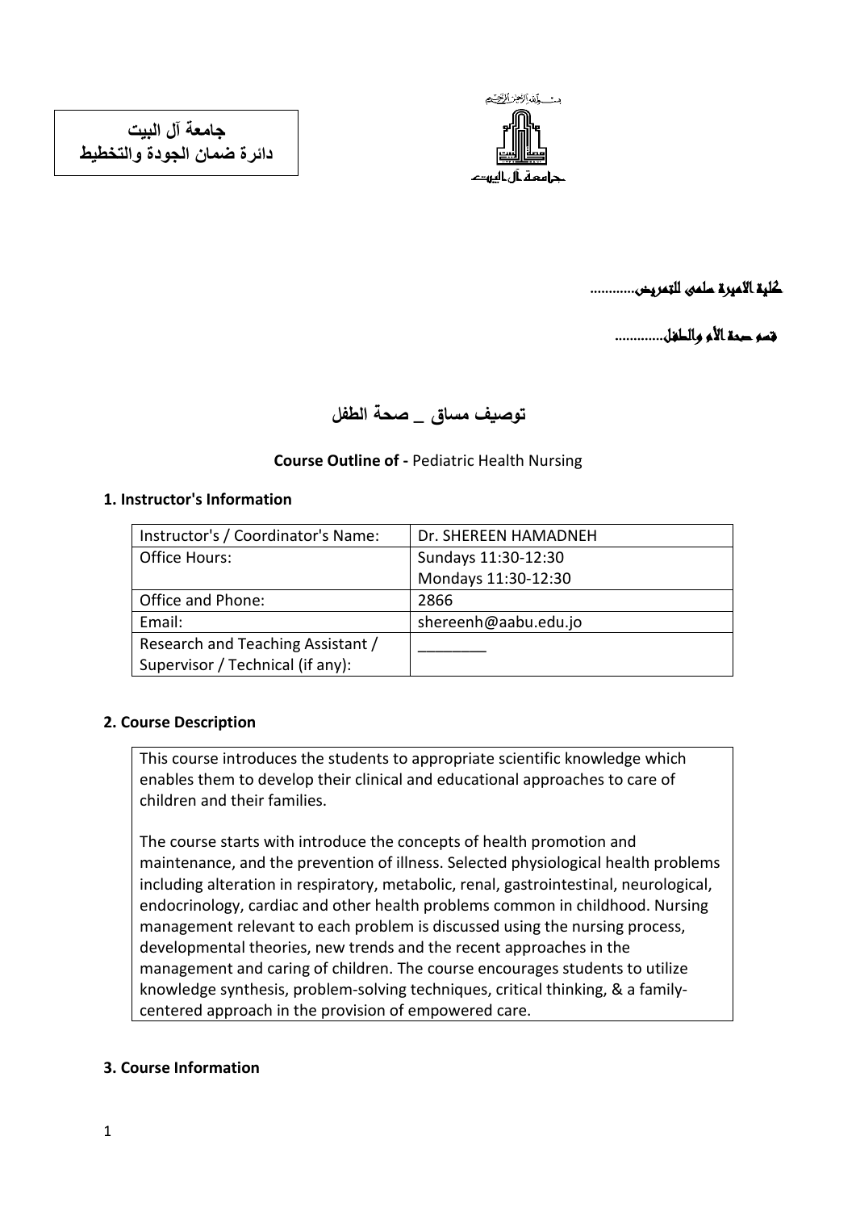**جامعة آل البيت**
**دائرة ضمان الجودة والتخطيط**

بسم الله الرحمن الرحيم
جامعة آل البيت

**كلية الاميرة سلمى للتمريض............**

**قسم صحة الأم والطفل.............**

# توصيف مساق _ صحة الطفل

**Course Outline of -** Pediatric Health Nursing

## 1. Instructor's Information

| Instructor's / Coordinator's Name: | Dr. SHEREEN HAMADNEH |
|---|---|
| Office Hours: | Sundays 11:30-12:30<br>Mondays 11:30-12:30 |
| Office and Phone: | 2866 |
| Email: | shereenh@aabu.edu.jo |
| Research and Teaching Assistant / Supervisor / Technical (if any): | ________ |

## 2. Course Description

This course introduces the students to appropriate scientific knowledge which enables them to develop their clinical and educational approaches to care of children and their families.

The course starts with introduce the concepts of health promotion and maintenance, and the prevention of illness. Selected physiological health problems including alteration in respiratory, metabolic, renal, gastrointestinal, neurological, endocrinology, cardiac and other health problems common in childhood. Nursing management relevant to each problem is discussed using the nursing process, developmental theories, new trends and the recent approaches in the management and caring of children. The course encourages students to utilize knowledge synthesis, problem-solving techniques, critical thinking, & a family-centered approach in the provision of empowered care.

## 3. Course Information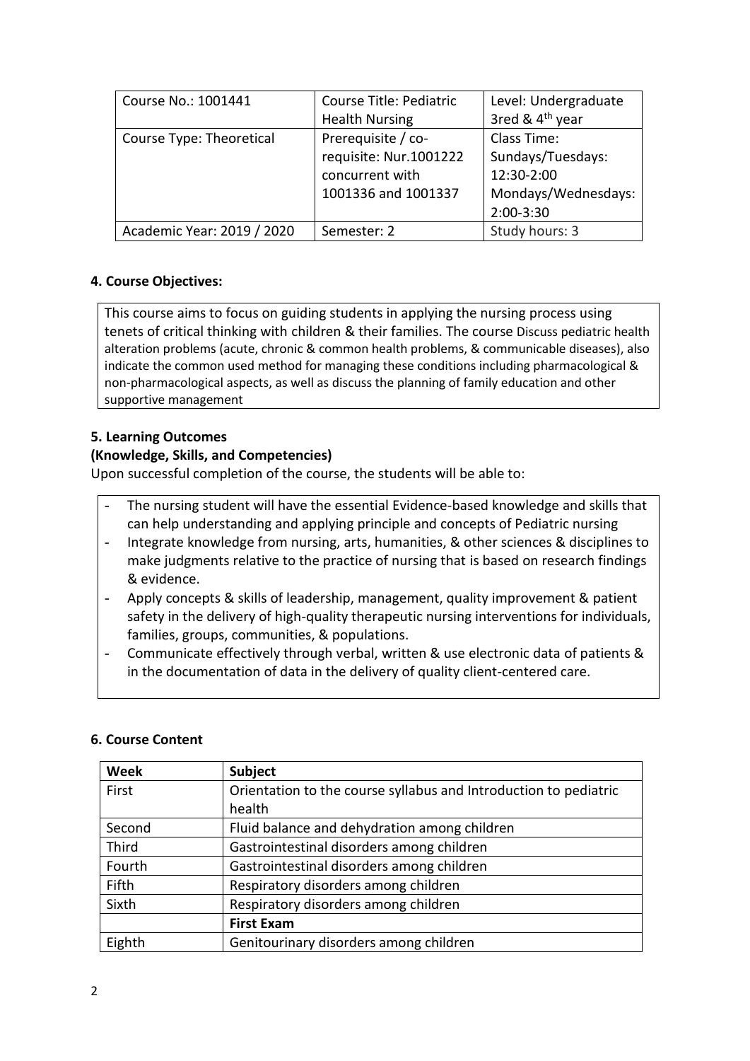| Course No.: 1001441 | Course Title: Pediatric Health Nursing | Level: Undergraduate 3red & 4th year |
| --- | --- | --- |
| Course Type: Theoretical | Prerequisite / co-requisite: Nur.1001222 concurrent with 1001336 and 1001337 | Class Time: Sundays/Tuesdays: 12:30-2:00 Mondays/Wednesdays: 2:00-3:30 |
| Academic Year: 2019 / 2020 | Semester: 2 | Study hours: 3 |

### 4. Course Objectives:

This course aims to focus on guiding students in applying the nursing process using tenets of critical thinking with children & their families. The course Discuss pediatric health alteration problems (acute, chronic & common health problems, & communicable diseases), also indicate the common used method for managing these conditions including pharmacological & non-pharmacological aspects, as well as discuss the planning of family education and other supportive management

### 5. Learning Outcomes
### (Knowledge, Skills, and Competencies)

Upon successful completion of the course, the students will be able to:

- The nursing student will have the essential Evidence-based knowledge and skills that can help understanding and applying principle and concepts of Pediatric nursing
- Integrate knowledge from nursing, arts, humanities, & other sciences & disciplines to make judgments relative to the practice of nursing that is based on research findings & evidence.
- Apply concepts & skills of leadership, management, quality improvement & patient safety in the delivery of high-quality therapeutic nursing interventions for individuals, families, groups, communities, & populations.
- Communicate effectively through verbal, written & use electronic data of patients & in the documentation of data in the delivery of quality client-centered care.

### 6. Course Content

| Week | Subject |
| --- | --- |
| First | Orientation to the course syllabus and Introduction to pediatric health |
| Second | Fluid balance and dehydration among children |
| Third | Gastrointestinal disorders among children |
| Fourth | Gastrointestinal disorders among children |
| Fifth | Respiratory disorders among children |
| Sixth | Respiratory disorders among children |
| | **First Exam** |
| Eighth | Genitourinary disorders among children |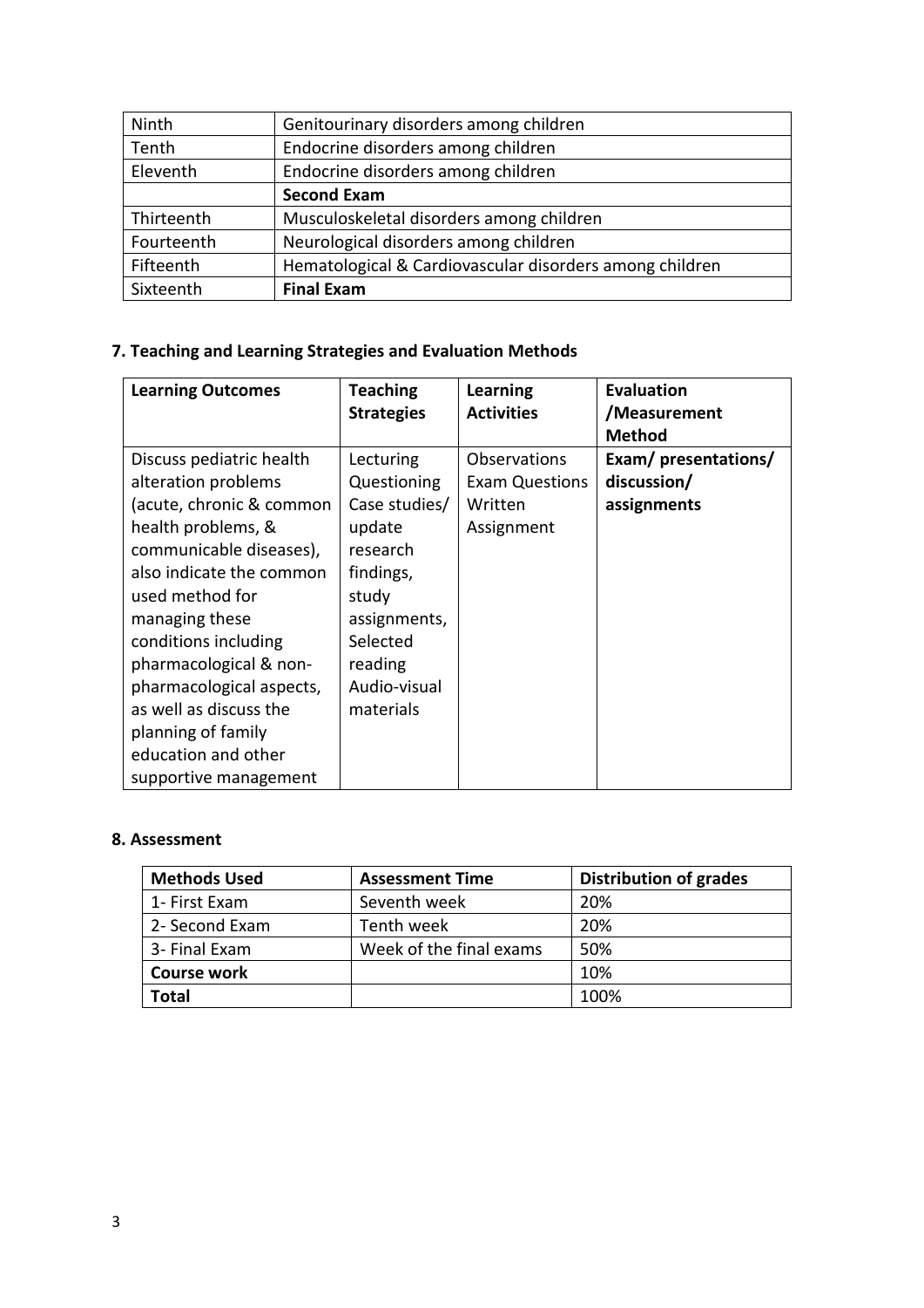| Ninth | Genitourinary disorders among children |
|---|---|
| Tenth | Endocrine disorders among children |
| Eleventh | Endocrine disorders among children |
| | **Second Exam** |
| Thirteenth | Musculoskeletal disorders among children |
| Fourteenth | Neurological disorders among children |
| Fifteenth | Hematological & Cardiovascular disorders among children |
| Sixteenth | **Final Exam** |

### 7. Teaching and Learning Strategies and Evaluation Methods

| Learning Outcomes | Teaching Strategies | Learning Activities | Evaluation /Measurement Method |
|---|---|---|---|
| Discuss pediatric health alteration problems (acute, chronic & common health problems, & communicable diseases), also indicate the common used method for managing these conditions including pharmacological & non-pharmacological aspects, as well as discuss the planning of family education and other supportive management | Lecturing Questioning Case studies/ update research findings, study assignments, Selected reading Audio-visual materials | Observations Exam Questions Written Assignment | **Exam/ presentations/ discussion/ assignments** |

### 8. Assessment

| Methods Used | Assessment Time | Distribution of grades |
|---|---|---|
| 1- First Exam | Seventh week | 20% |
| 2- Second Exam | Tenth week | 20% |
| 3- Final Exam | Week of the final exams | 50% |
| **Course work** | | 10% |
| **Total** | | 100% |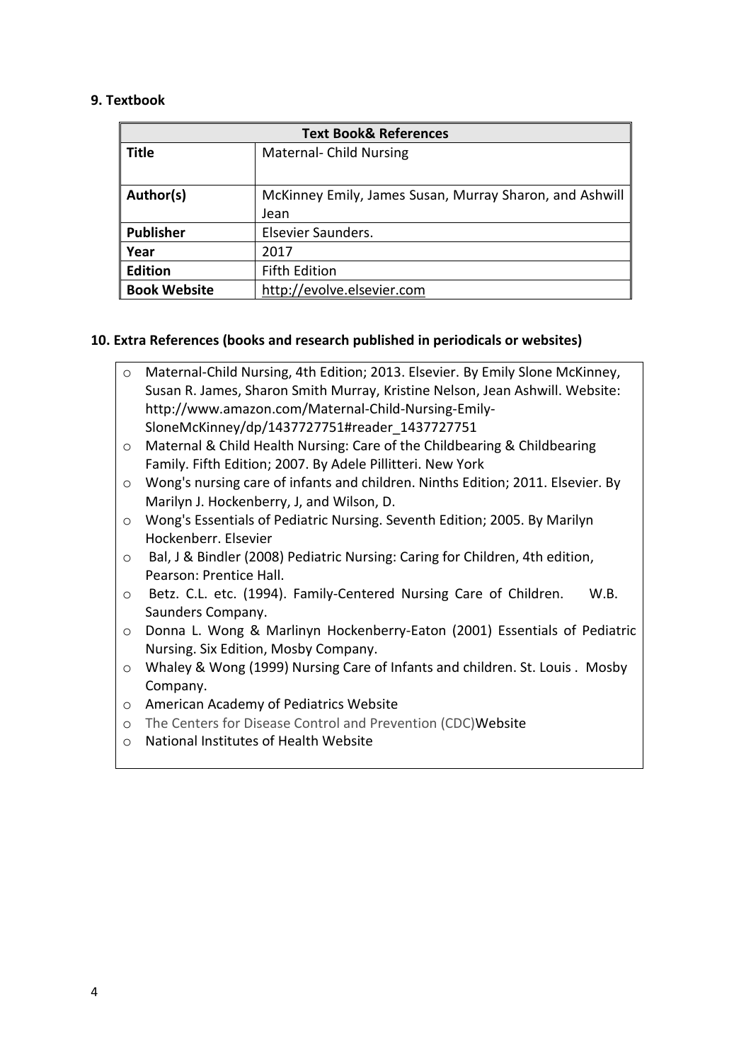### 9. Textbook

| Text Book& References | |
|---|---|
| **Title** | Maternal- Child Nursing |
| **Author(s)** | McKinney Emily, James Susan, Murray Sharon, and Ashwill Jean |
| **Publisher** | Elsevier Saunders. |
| **Year** | 2017 |
| **Edition** | Fifth Edition |
| **Book Website** | http://evolve.elsevier.com |

### 10. Extra References (books and research published in periodicals or websites)

- Maternal-Child Nursing, 4th Edition; 2013. Elsevier. By Emily Slone McKinney, Susan R. James, Sharon Smith Murray, Kristine Nelson, Jean Ashwill. Website: http://www.amazon.com/Maternal-Child-Nursing-Emily-SloneMcKinney/dp/1437727751#reader_1437727751
- Maternal & Child Health Nursing: Care of the Childbearing & Childbearing Family. Fifth Edition; 2007. By Adele Pillitteri. New York
- Wong's nursing care of infants and children. Ninths Edition; 2011. Elsevier. By Marilyn J. Hockenberry, J, and Wilson, D.
- Wong's Essentials of Pediatric Nursing. Seventh Edition; 2005. By Marilyn Hockenberr. Elsevier
- Bal, J & Bindler (2008) Pediatric Nursing: Caring for Children, 4th edition, Pearson: Prentice Hall.
- Betz. C.L. etc. (1994). Family-Centered Nursing Care of Children. W.B. Saunders Company.
- Donna L. Wong & Marlinyn Hockenberry-Eaton (2001) Essentials of Pediatric Nursing. Six Edition, Mosby Company.
- Whaley & Wong (1999) Nursing Care of Infants and children. St. Louis . Mosby Company.
- American Academy of Pediatrics Website
- The Centers for Disease Control and Prevention (CDC)Website
- National Institutes of Health Website